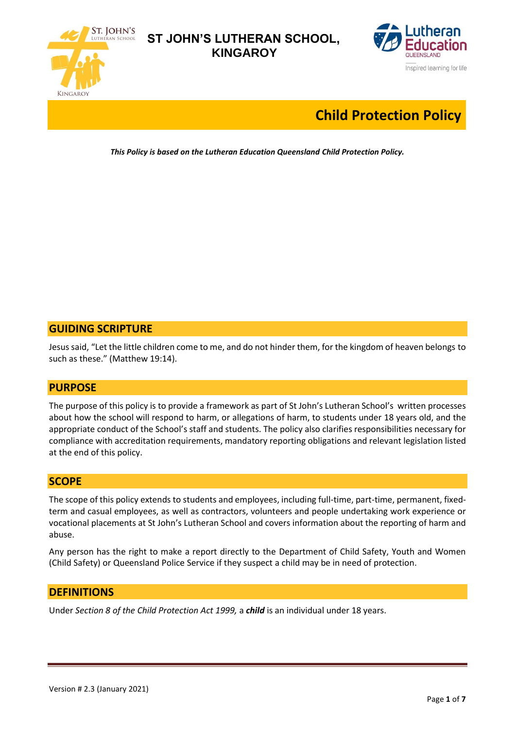# ST JOHN'S LUTHERAN SCHOOL, KINGAROY

# Child Protection Policy

***This Policy is based on the Lutheran Education Queensland Child Protection Policy.***

## GUIDING SCRIPTURE

Jesus said, "Let the little children come to me, and do not hinder them, for the kingdom of heaven belongs to such as these." (Matthew 19:14).

## PURPOSE

The purpose of this policy is to provide a framework as part of St John's Lutheran School's written processes about how the school will respond to harm, or allegations of harm, to students under 18 years old, and the appropriate conduct of the School's staff and students. The policy also clarifies responsibilities necessary for compliance with accreditation requirements, mandatory reporting obligations and relevant legislation listed at the end of this policy.

## SCOPE

The scope of this policy extends to students and employees, including full-time, part-time, permanent, fixed-term and casual employees, as well as contractors, volunteers and people undertaking work experience or vocational placements at St John's Lutheran School and covers information about the reporting of harm and abuse.

Any person has the right to make a report directly to the Department of Child Safety, Youth and Women (Child Safety) or Queensland Police Service if they suspect a child may be in need of protection.

## DEFINITIONS

Under *Section 8 of the Child Protection Act 1999,* a ***child*** is an individual under 18 years.

Version # 2.3 (January 2021)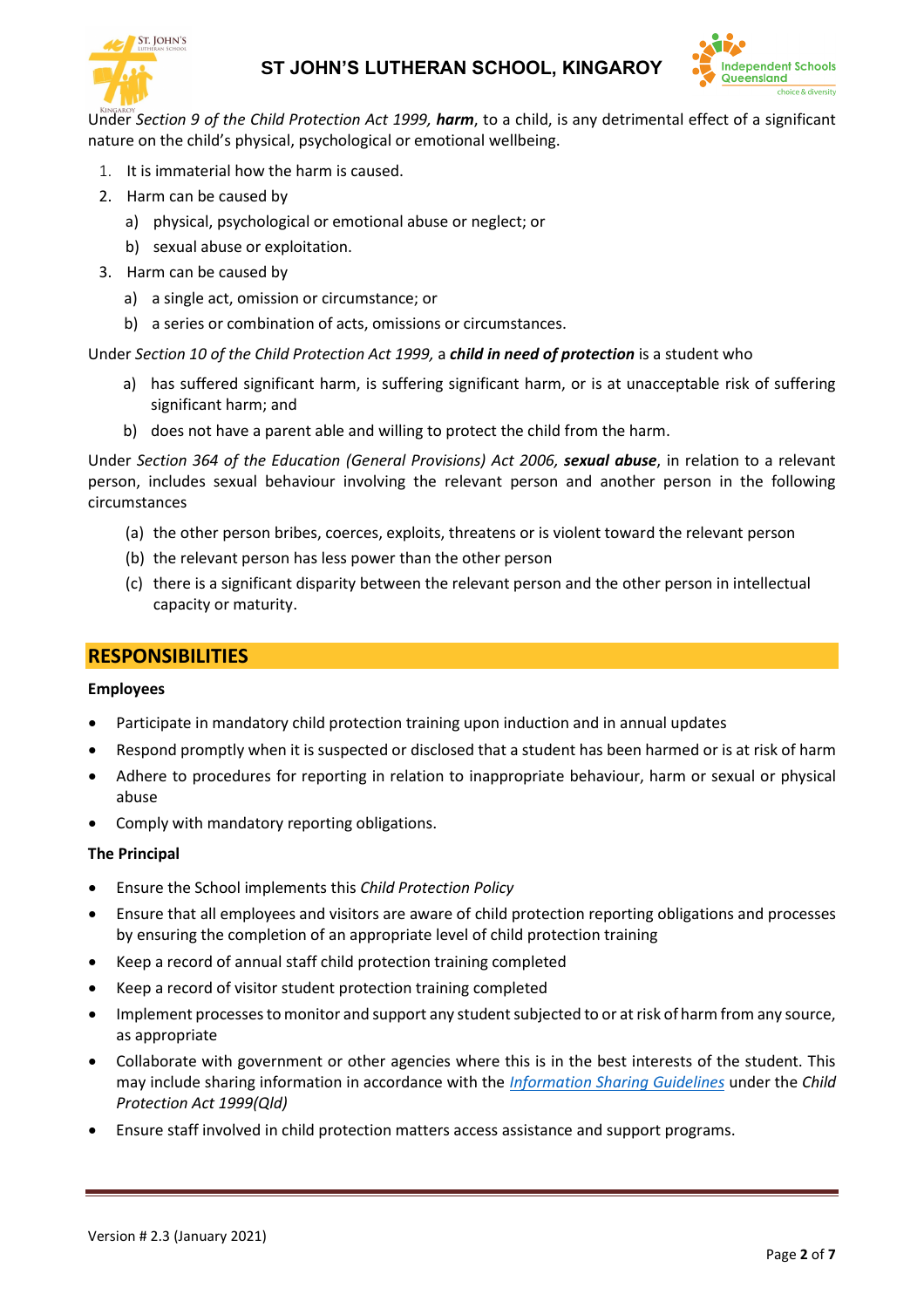Under *Section 9 of the Child Protection Act 1999,* ***harm***, to a child, is any detrimental effect of a significant nature on the child's physical, psychological or emotional wellbeing.

1. It is immaterial how the harm is caused.
2. Harm can be caused by
   a) physical, psychological or emotional abuse or neglect; or
   b) sexual abuse or exploitation.
3. Harm can be caused by
   a) a single act, omission or circumstance; or
   b) a series or combination of acts, omissions or circumstances.

Under *Section 10 of the Child Protection Act 1999,* a ***child in need of protection*** is a student who

a) has suffered significant harm, is suffering significant harm, or is at unacceptable risk of suffering significant harm; and

b) does not have a parent able and willing to protect the child from the harm.

Under *Section 364 of the Education (General Provisions) Act 2006,* ***sexual abuse***, in relation to a relevant person, includes sexual behaviour involving the relevant person and another person in the following circumstances

(a) the other person bribes, coerces, exploits, threatens or is violent toward the relevant person

(b) the relevant person has less power than the other person

(c) there is a significant disparity between the relevant person and the other person in intellectual capacity or maturity.

## RESPONSIBILITIES

**Employees**

- Participate in mandatory child protection training upon induction and in annual updates
- Respond promptly when it is suspected or disclosed that a student has been harmed or is at risk of harm
- Adhere to procedures for reporting in relation to inappropriate behaviour, harm or sexual or physical abuse
- Comply with mandatory reporting obligations.

**The Principal**

- Ensure the School implements this *Child Protection Policy*
- Ensure that all employees and visitors are aware of child protection reporting obligations and processes by ensuring the completion of an appropriate level of child protection training
- Keep a record of annual staff child protection training completed
- Keep a record of visitor student protection training completed
- Implement processes to monitor and support any student subjected to or at risk of harm from any source, as appropriate
- Collaborate with government or other agencies where this is in the best interests of the student. This may include sharing information in accordance with the *Information Sharing Guidelines* under the *Child Protection Act 1999(Qld)*
- Ensure staff involved in child protection matters access assistance and support programs.

Version # 2.3 (January 2021)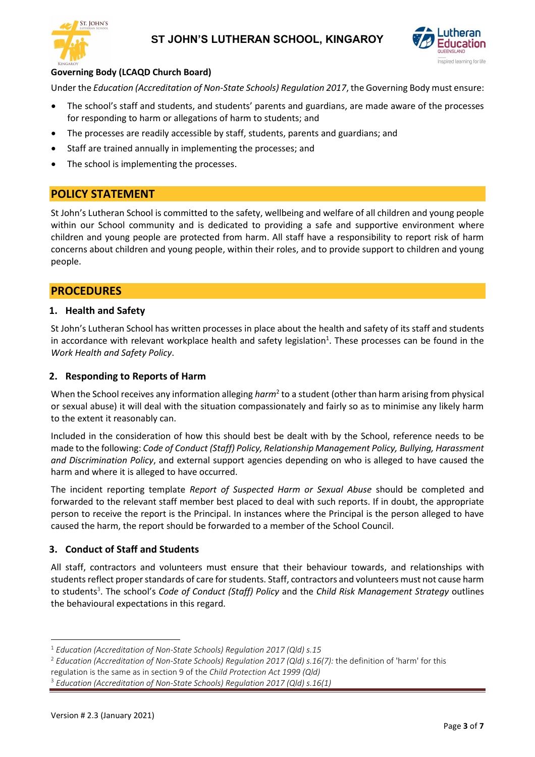**Governing Body (LCAQD Church Board)**

Under the *Education (Accreditation of Non-State Schools) Regulation 2017*, the Governing Body must ensure:

- The school's staff and students, and students' parents and guardians, are made aware of the processes for responding to harm or allegations of harm to students; and
- The processes are readily accessible by staff, students, parents and guardians; and
- Staff are trained annually in implementing the processes; and
- The school is implementing the processes.

## POLICY STATEMENT

St John's Lutheran School is committed to the safety, wellbeing and welfare of all children and young people within our School community and is dedicated to providing a safe and supportive environment where children and young people are protected from harm. All staff have a responsibility to report risk of harm concerns about children and young people, within their roles, and to provide support to children and young people.

## PROCEDURES

### 1. Health and Safety

St John's Lutheran School has written processes in place about the health and safety of its staff and students in accordance with relevant workplace health and safety legislation[1]. These processes can be found in the *Work Health and Safety Policy*.

### 2. Responding to Reports of Harm

When the School receives any information alleging *harm*[2] to a student (other than harm arising from physical or sexual abuse) it will deal with the situation compassionately and fairly so as to minimise any likely harm to the extent it reasonably can.

Included in the consideration of how this should best be dealt with by the School, reference needs to be made to the following: *Code of Conduct (Staff) Policy, Relationship Management Policy, Bullying, Harassment and Discrimination Policy*, and external support agencies depending on who is alleged to have caused the harm and where it is alleged to have occurred.

The incident reporting template *Report of Suspected Harm or Sexual Abuse* should be completed and forwarded to the relevant staff member best placed to deal with such reports. If in doubt, the appropriate person to receive the report is the Principal. In instances where the Principal is the person alleged to have caused the harm, the report should be forwarded to a member of the School Council.

### 3. Conduct of Staff and Students

All staff, contractors and volunteers must ensure that their behaviour towards, and relationships with students reflect proper standards of care for students. Staff, contractors and volunteers must not cause harm to students[3]. The school's *Code of Conduct (Staff) Policy* and the *Child Risk Management Strategy* outlines the behavioural expectations in this regard.

---

[1] *Education (Accreditation of Non-State Schools) Regulation 2017 (Qld) s.15*

[2] *Education (Accreditation of Non-State Schools) Regulation 2017 (Qld) s.16(7):* the definition of 'harm' for this regulation is the same as in section 9 of the *Child Protection Act 1999 (Qld)*

[3] *Education (Accreditation of Non-State Schools) Regulation 2017 (Qld) s.16(1)*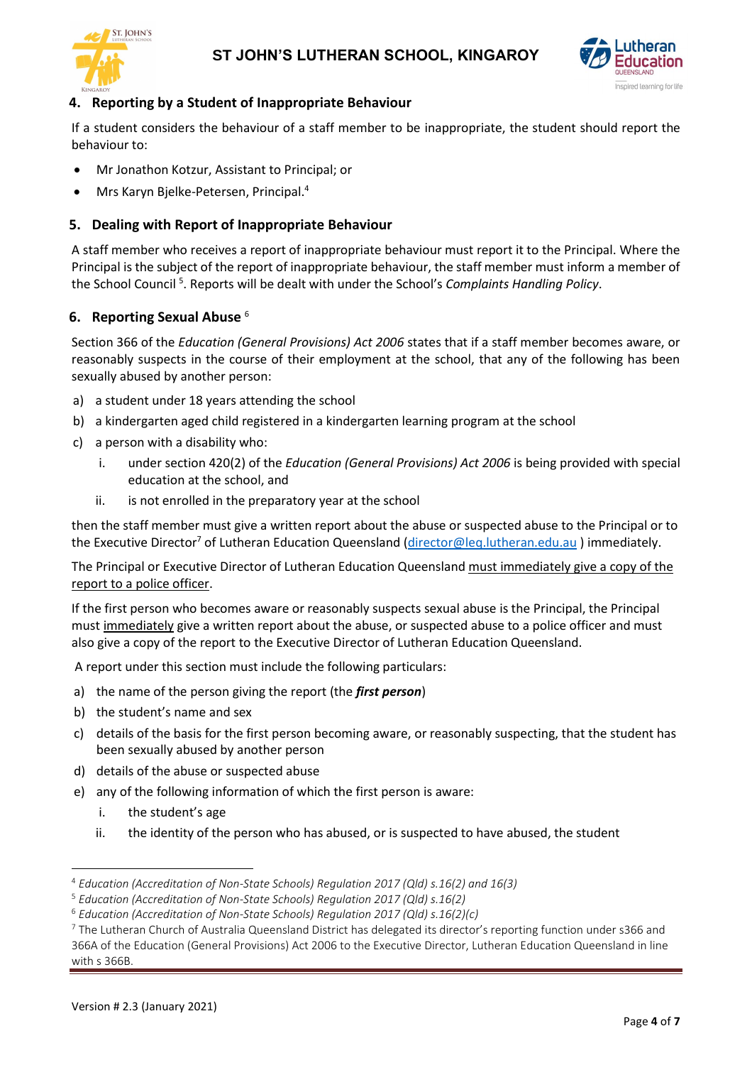## 4. Reporting by a Student of Inappropriate Behaviour

If a student considers the behaviour of a staff member to be inappropriate, the student should report the behaviour to:

- Mr Jonathon Kotzur, Assistant to Principal; or
- Mrs Karyn Bjelke-Petersen, Principal.[4]

## 5. Dealing with Report of Inappropriate Behaviour

A staff member who receives a report of inappropriate behaviour must report it to the Principal. Where the Principal is the subject of the report of inappropriate behaviour, the staff member must inform a member of the School Council [5]. Reports will be dealt with under the School's *Complaints Handling Policy*.

## 6. Reporting Sexual Abuse [6]

Section 366 of the *Education (General Provisions) Act 2006* states that if a staff member becomes aware, or reasonably suspects in the course of their employment at the school, that any of the following has been sexually abused by another person:

a) a student under 18 years attending the school
b) a kindergarten aged child registered in a kindergarten learning program at the school
c) a person with a disability who:
   i. under section 420(2) of the *Education (General Provisions) Act 2006* is being provided with special education at the school, and
   ii. is not enrolled in the preparatory year at the school

then the staff member must give a written report about the abuse or suspected abuse to the Principal or to the Executive Director[7] of Lutheran Education Queensland (director@leq.lutheran.edu.au ) immediately.

The Principal or Executive Director of Lutheran Education Queensland <u>must immediately give a copy of the report to a police officer</u>.

If the first person who becomes aware or reasonably suspects sexual abuse is the Principal, the Principal must <u>immediately</u> give a written report about the abuse, or suspected abuse to a police officer and must also give a copy of the report to the Executive Director of Lutheran Education Queensland.

A report under this section must include the following particulars:

a) the name of the person giving the report (the ***first person***)
b) the student's name and sex
c) details of the basis for the first person becoming aware, or reasonably suspecting, that the student has been sexually abused by another person
d) details of the abuse or suspected abuse
e) any of the following information of which the first person is aware:
   i. the student's age
   ii. the identity of the person who has abused, or is suspected to have abused, the student

---

[4] *Education (Accreditation of Non-State Schools) Regulation 2017 (Qld) s.16(2) and 16(3)*
[5] *Education (Accreditation of Non-State Schools) Regulation 2017 (Qld) s.16(2)*
[6] *Education (Accreditation of Non-State Schools) Regulation 2017 (Qld) s.16(2)(c)*
[7] The Lutheran Church of Australia Queensland District has delegated its director's reporting function under s366 and 366A of the Education (General Provisions) Act 2006 to the Executive Director, Lutheran Education Queensland in line with s 366B.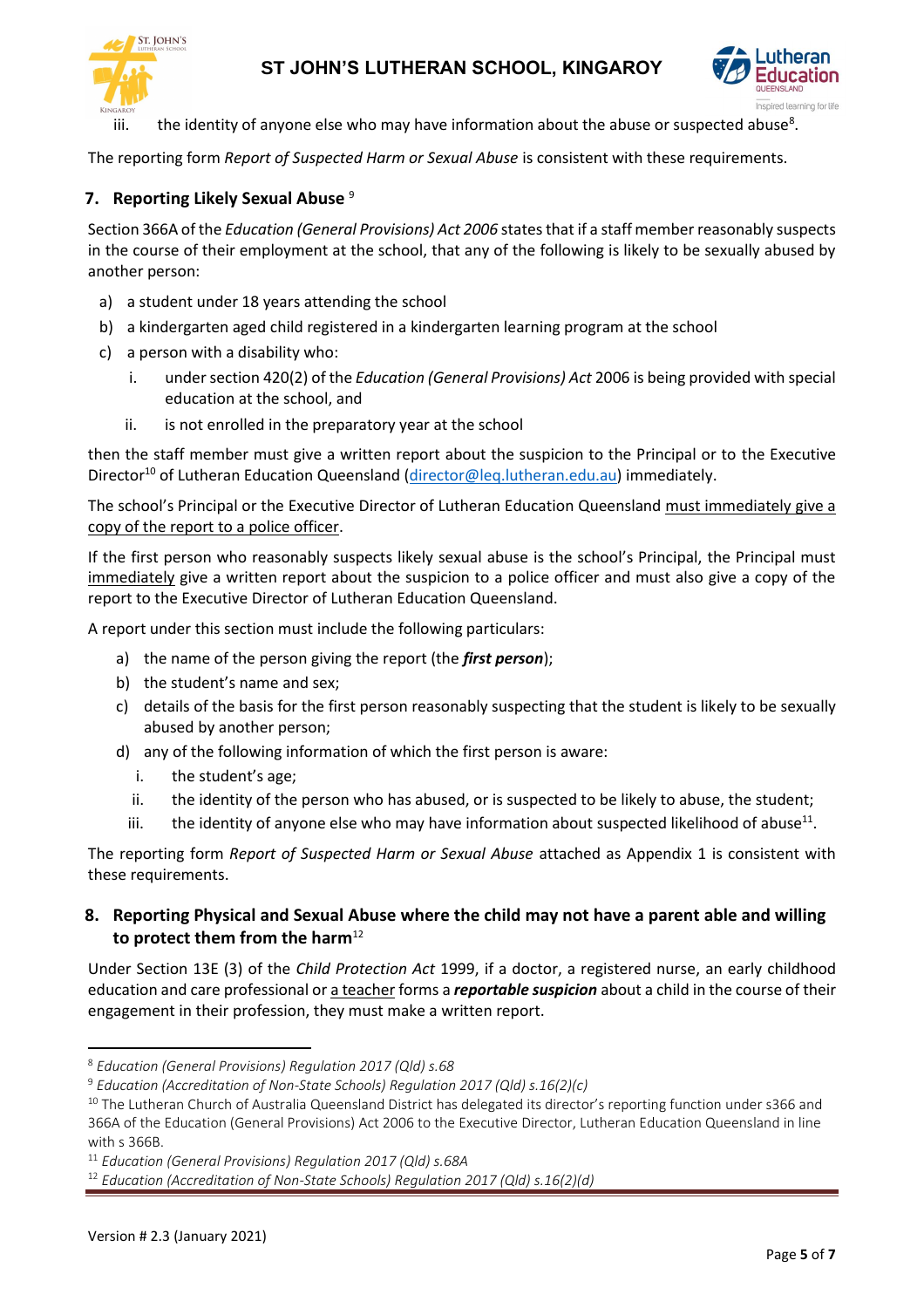iii. the identity of anyone else who may have information about the abuse or suspected abuse[8].

The reporting form *Report of Suspected Harm or Sexual Abuse* is consistent with these requirements.

## 7. Reporting Likely Sexual Abuse [9]

Section 366A of the *Education (General Provisions) Act 2006* states that if a staff member reasonably suspects in the course of their employment at the school, that any of the following is likely to be sexually abused by another person:

a) a student under 18 years attending the school
b) a kindergarten aged child registered in a kindergarten learning program at the school
c) a person with a disability who:
   i. under section 420(2) of the *Education (General Provisions) Act* 2006 is being provided with special education at the school, and
   ii. is not enrolled in the preparatory year at the school

then the staff member must give a written report about the suspicion to the Principal or to the Executive Director[10] of Lutheran Education Queensland (director@leq.lutheran.edu.au) immediately.

The school's Principal or the Executive Director of Lutheran Education Queensland must immediately give a copy of the report to a police officer.

If the first person who reasonably suspects likely sexual abuse is the school's Principal, the Principal must immediately give a written report about the suspicion to a police officer and must also give a copy of the report to the Executive Director of Lutheran Education Queensland.

A report under this section must include the following particulars:

a) the name of the person giving the report (the ***first person***);
b) the student's name and sex;
c) details of the basis for the first person reasonably suspecting that the student is likely to be sexually abused by another person;
d) any of the following information of which the first person is aware:
   i. the student's age;
   ii. the identity of the person who has abused, or is suspected to be likely to abuse, the student;
   iii. the identity of anyone else who may have information about suspected likelihood of abuse[11].

The reporting form *Report of Suspected Harm or Sexual Abuse* attached as Appendix 1 is consistent with these requirements.

## 8. Reporting Physical and Sexual Abuse where the child may not have a parent able and willing to protect them from the harm[12]

Under Section 13E (3) of the *Child Protection Act* 1999, if a doctor, a registered nurse, an early childhood education and care professional or a teacher forms a ***reportable suspicion*** about a child in the course of their engagement in their profession, they must make a written report.

---

[8] *Education (General Provisions) Regulation 2017 (Qld) s.68*

[9] *Education (Accreditation of Non-State Schools) Regulation 2017 (Qld) s.16(2)(c)*

[10] The Lutheran Church of Australia Queensland District has delegated its director's reporting function under s366 and 366A of the Education (General Provisions) Act 2006 to the Executive Director, Lutheran Education Queensland in line with s 366B.

[11] *Education (General Provisions) Regulation 2017 (Qld) s.68A*

[12] *Education (Accreditation of Non-State Schools) Regulation 2017 (Qld) s.16(2)(d)*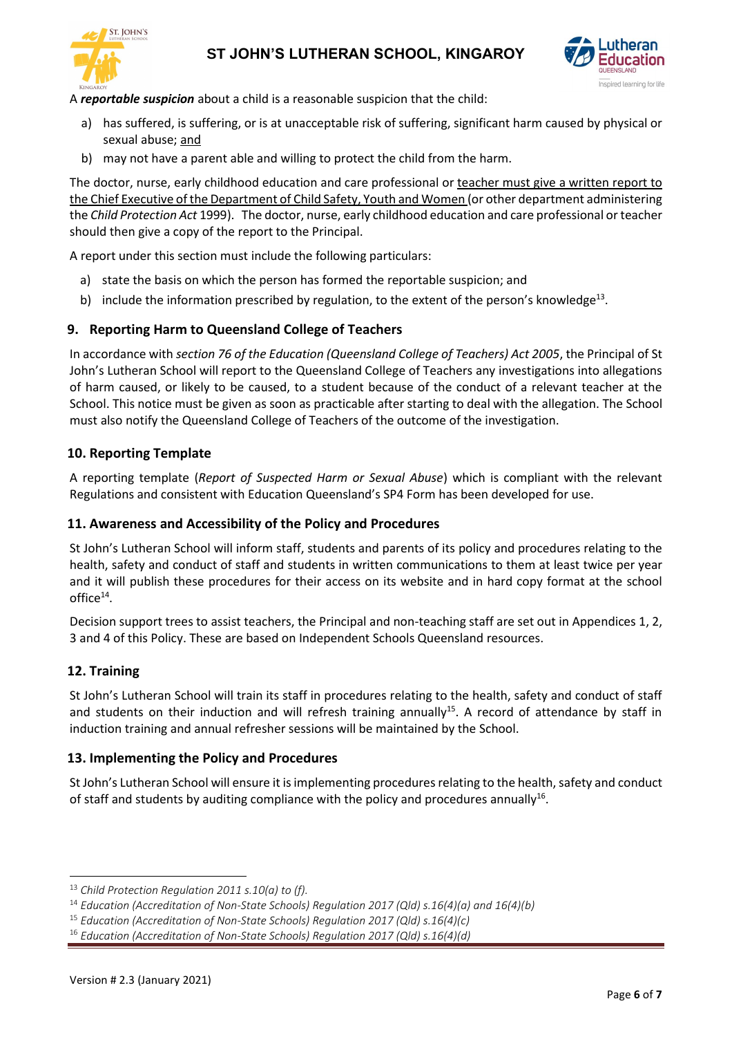A ***reportable suspicion*** about a child is a reasonable suspicion that the child:

a) has suffered, is suffering, or is at unacceptable risk of suffering, significant harm caused by physical or sexual abuse; and
b) may not have a parent able and willing to protect the child from the harm.

The doctor, nurse, early childhood education and care professional or teacher must give a written report to the Chief Executive of the Department of Child Safety, Youth and Women (or other department administering the *Child Protection Act* 1999). The doctor, nurse, early childhood education and care professional or teacher should then give a copy of the report to the Principal.

A report under this section must include the following particulars:

a) state the basis on which the person has formed the reportable suspicion; and
b) include the information prescribed by regulation, to the extent of the person's knowledge[13].

## 9. Reporting Harm to Queensland College of Teachers

In accordance with *section 76 of the Education (Queensland College of Teachers) Act 2005*, the Principal of St John's Lutheran School will report to the Queensland College of Teachers any investigations into allegations of harm caused, or likely to be caused, to a student because of the conduct of a relevant teacher at the School. This notice must be given as soon as practicable after starting to deal with the allegation. The School must also notify the Queensland College of Teachers of the outcome of the investigation.

## 10. Reporting Template

A reporting template (*Report of Suspected Harm or Sexual Abuse*) which is compliant with the relevant Regulations and consistent with Education Queensland's SP4 Form has been developed for use.

## 11. Awareness and Accessibility of the Policy and Procedures

St John's Lutheran School will inform staff, students and parents of its policy and procedures relating to the health, safety and conduct of staff and students in written communications to them at least twice per year and it will publish these procedures for their access on its website and in hard copy format at the school office[14].

Decision support trees to assist teachers, the Principal and non-teaching staff are set out in Appendices 1, 2, 3 and 4 of this Policy. These are based on Independent Schools Queensland resources.

## 12. Training

St John's Lutheran School will train its staff in procedures relating to the health, safety and conduct of staff and students on their induction and will refresh training annually[15]. A record of attendance by staff in induction training and annual refresher sessions will be maintained by the School.

## 13. Implementing the Policy and Procedures

St John's Lutheran School will ensure it is implementing procedures relating to the health, safety and conduct of staff and students by auditing compliance with the policy and procedures annually[16].

---

[13] *Child Protection Regulation 2011 s.10(a) to (f).*

[14] *Education (Accreditation of Non-State Schools) Regulation 2017 (Qld) s.16(4)(a) and 16(4)(b)*

[15] *Education (Accreditation of Non-State Schools) Regulation 2017 (Qld) s.16(4)(c)*

[16] *Education (Accreditation of Non-State Schools) Regulation 2017 (Qld) s.16(4)(d)*

Version # 2.3 (January 2021)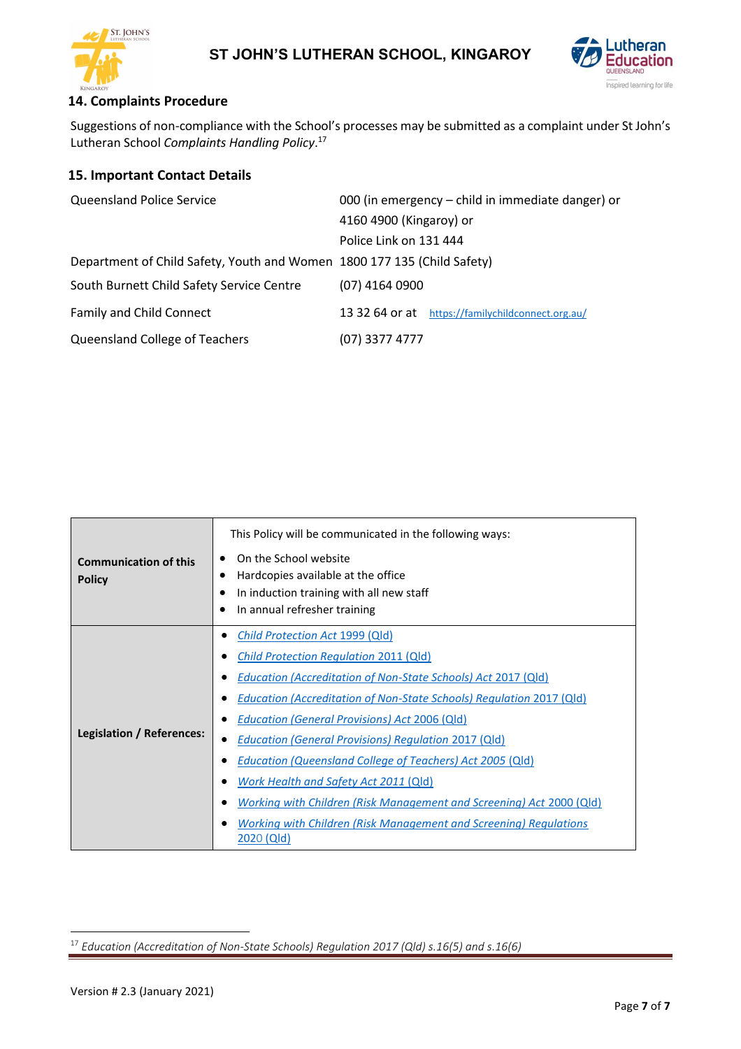## 14. Complaints Procedure

Suggestions of non-compliance with the School's processes may be submitted as a complaint under St John's Lutheran School *Complaints Handling Policy*.[17]

## 15. Important Contact Details

| | |
|---|---|
| Queensland Police Service | 000 (in emergency – child in immediate danger) or<br>4160 4900 (Kingaroy) or<br>Police Link on 131 444 |
| Department of Child Safety, Youth and Women | 1800 177 135 (Child Safety) |
| South Burnett Child Safety Service Centre | (07) 4164 0900 |
| Family and Child Connect | 13 32 64 or at https://familychildconnect.org.au/ |
| Queensland College of Teachers | (07) 3377 4777 |

| | |
|---|---|
| **Communication of this Policy** | This Policy will be communicated in the following ways:<br>• On the School website<br>• Hardcopies available at the office<br>• In induction training with all new staff<br>• In annual refresher training |
| **Legislation / References:** | • *Child Protection Act* 1999 (Qld)<br>• *Child Protection Regulation* 2011 (Qld)<br>• *Education (Accreditation of Non-State Schools) Act* 2017 (Qld)<br>• *Education (Accreditation of Non-State Schools) Regulation* 2017 (Qld)<br>• *Education (General Provisions) Act* 2006 (Qld)<br>• *Education (General Provisions) Regulation* 2017 (Qld)<br>• *Education (Queensland College of Teachers) Act 2005* (Qld)<br>• *Work Health and Safety Act 2011* (Qld)<br>• *Working with Children (Risk Management and Screening) Act* 2000 (Qld)<br>• *Working with Children (Risk Management and Screening) Regulations* 2020 (Qld) |

[17] *Education (Accreditation of Non-State Schools) Regulation 2017 (Qld) s.16(5) and s.16(6)*

Version # 2.3 (January 2021)